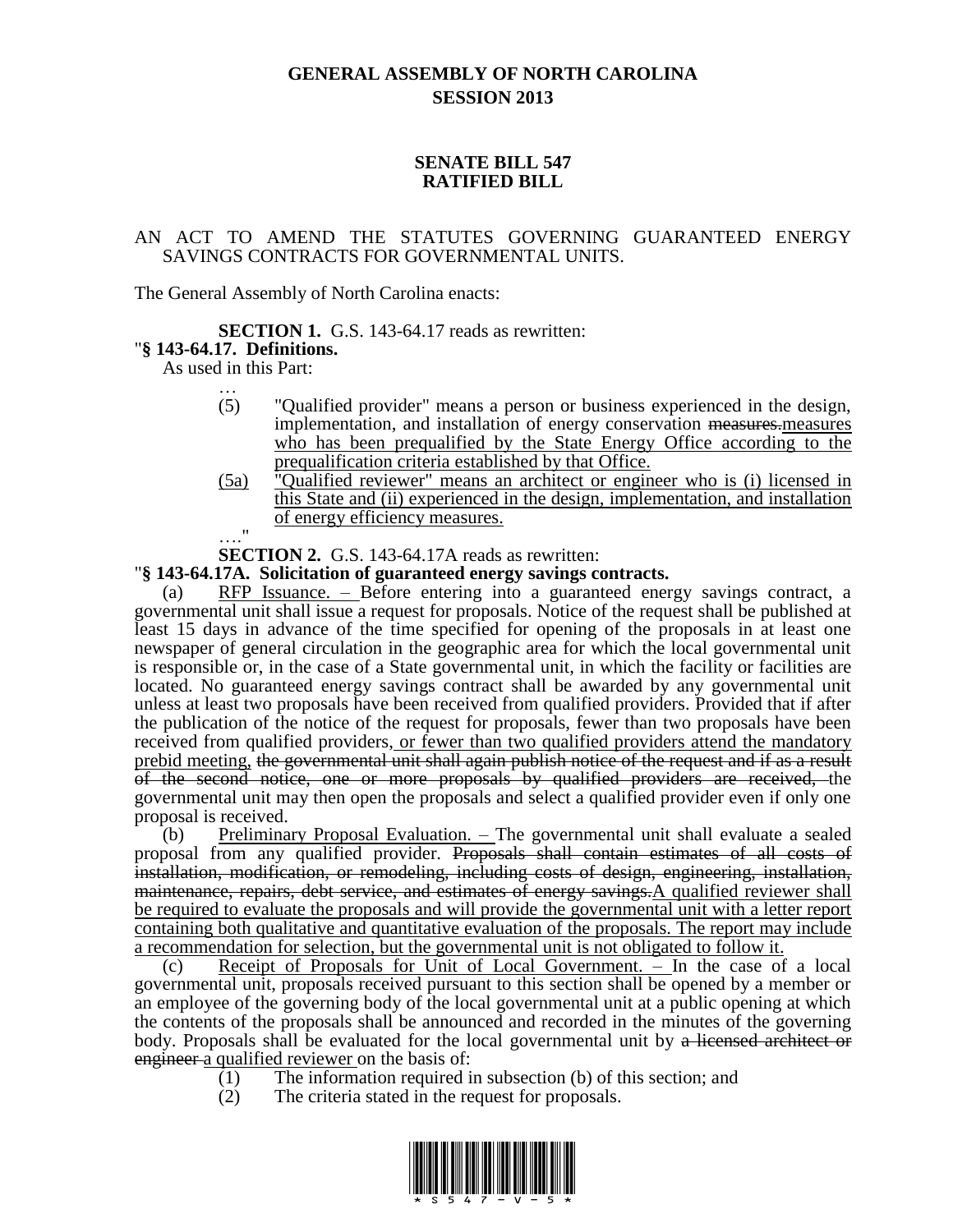# GENERAL ASSEMBLY OF NORTH CAROLINA
## SESSION 2013

## SENATE BILL 547
## RATIFIED BILL

AN ACT TO AMEND THE STATUTES GOVERNING GUARANTEED ENERGY SAVINGS CONTRACTS FOR GOVERNMENTAL UNITS.

The General Assembly of North Carolina enacts:

**SECTION 1.** G.S. 143-64.17 reads as rewritten:

"**§ 143-64.17. Definitions.**

As used in this Part:

…

(5) "Qualified provider" means a person or business experienced in the design, implementation, and installation of energy conservation ~~measures.~~<u>measures who has been prequalified by the State Energy Office according to the prequalification criteria established by that Office.</u>

<u>(5a) "Qualified reviewer" means an architect or engineer who is (i) licensed in this State and (ii) experienced in the design, implementation, and installation of energy efficiency measures.</u>

…."

**SECTION 2.** G.S. 143-64.17A reads as rewritten:

"**§ 143-64.17A. Solicitation of guaranteed energy savings contracts.**

(a) <u>RFP Issuance. –</u> Before entering into a guaranteed energy savings contract, a governmental unit shall issue a request for proposals. Notice of the request shall be published at least 15 days in advance of the time specified for opening of the proposals in at least one newspaper of general circulation in the geographic area for which the local governmental unit is responsible or, in the case of a State governmental unit, in which the facility or facilities are located. No guaranteed energy savings contract shall be awarded by any governmental unit unless at least two proposals have been received from qualified providers. Provided that if after the publication of the notice of the request for proposals, fewer than two proposals have been received from qualified providers,<u> or fewer than two qualified providers attend the mandatory prebid meeting,</u> ~~the governmental unit shall again publish notice of the request and if as a result of the second notice, one or more proposals by qualified providers are received,~~ the governmental unit may then open the proposals and select a qualified provider even if only one proposal is received.

(b) <u>Preliminary Proposal Evaluation. –</u> The governmental unit shall evaluate a sealed proposal from any qualified provider. ~~Proposals shall contain estimates of all costs of installation, modification, or remodeling, including costs of design, engineering, installation, maintenance, repairs, debt service, and estimates of energy savings.~~<u>A qualified reviewer shall be required to evaluate the proposals and will provide the governmental unit with a letter report containing both qualitative and quantitative evaluation of the proposals. The report may include a recommendation for selection, but the governmental unit is not obligated to follow it.</u>

(c) <u>Receipt of Proposals for Unit of Local Government. –</u> In the case of a local governmental unit, proposals received pursuant to this section shall be opened by a member or an employee of the governing body of the local governmental unit at a public opening at which the contents of the proposals shall be announced and recorded in the minutes of the governing body. Proposals shall be evaluated for the local governmental unit by ~~a licensed architect or engineer~~ <u>a qualified reviewer</u> on the basis of:

(1) The information required in subsection (b) of this section; and

(2) The criteria stated in the request for proposals.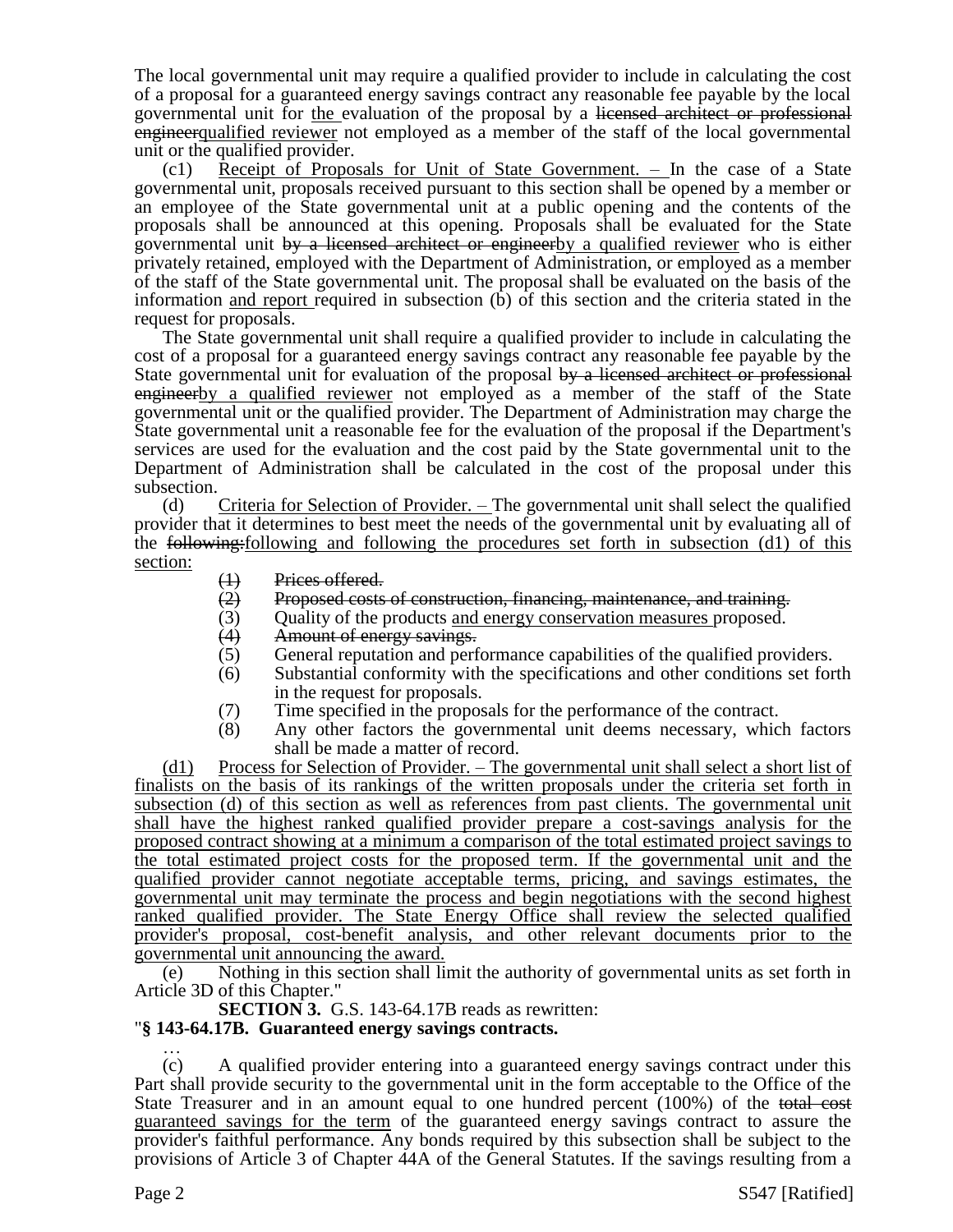The local governmental unit may require a qualified provider to include in calculating the cost of a proposal for a guaranteed energy savings contract any reasonable fee payable by the local governmental unit for the evaluation of the proposal by a ~~licensed architect or professional engineer~~qualified reviewer not employed as a member of the staff of the local governmental unit or the qualified provider.

(c1) Receipt of Proposals for Unit of State Government. – In the case of a State governmental unit, proposals received pursuant to this section shall be opened by a member or an employee of the State governmental unit at a public opening and the contents of the proposals shall be announced at this opening. Proposals shall be evaluated for the State governmental unit ~~by a licensed architect or engineer~~by a qualified reviewer who is either privately retained, employed with the Department of Administration, or employed as a member of the staff of the State governmental unit. The proposal shall be evaluated on the basis of the information and report required in subsection (b) of this section and the criteria stated in the request for proposals.

The State governmental unit shall require a qualified provider to include in calculating the cost of a proposal for a guaranteed energy savings contract any reasonable fee payable by the State governmental unit for evaluation of the proposal ~~by a licensed architect or professional engineer~~by a qualified reviewer not employed as a member of the staff of the State governmental unit or the qualified provider. The Department of Administration may charge the State governmental unit a reasonable fee for the evaluation of the proposal if the Department's services are used for the evaluation and the cost paid by the State governmental unit to the Department of Administration shall be calculated in the cost of the proposal under this subsection.

(d) Criteria for Selection of Provider. – The governmental unit shall select the qualified provider that it determines to best meet the needs of the governmental unit by evaluating all of the ~~following:~~following and following the procedures set forth in subsection (d1) of this section:

- ~~(1) Prices offered.~~
- ~~(2) Proposed costs of construction, financing, maintenance, and training.~~
- (3) Quality of the products and energy conservation measures proposed.
- ~~(4) Amount of energy savings.~~
- (5) General reputation and performance capabilities of the qualified providers.
- (6) Substantial conformity with the specifications and other conditions set forth in the request for proposals.
- (7) Time specified in the proposals for the performance of the contract.
- (8) Any other factors the governmental unit deems necessary, which factors shall be made a matter of record.

(d1) Process for Selection of Provider. – The governmental unit shall select a short list of finalists on the basis of its rankings of the written proposals under the criteria set forth in subsection (d) of this section as well as references from past clients. The governmental unit shall have the highest ranked qualified provider prepare a cost-savings analysis for the proposed contract showing at a minimum a comparison of the total estimated project savings to the total estimated project costs for the proposed term. If the governmental unit and the qualified provider cannot negotiate acceptable terms, pricing, and savings estimates, the governmental unit may terminate the process and begin negotiations with the second highest ranked qualified provider. The State Energy Office shall review the selected qualified provider's proposal, cost-benefit analysis, and other relevant documents prior to the governmental unit announcing the award.

(e) Nothing in this section shall limit the authority of governmental units as set forth in Article 3D of this Chapter."

**SECTION 3.** G.S. 143-64.17B reads as rewritten:

"**§ 143-64.17B. Guaranteed energy savings contracts.**

…

(c) A qualified provider entering into a guaranteed energy savings contract under this Part shall provide security to the governmental unit in the form acceptable to the Office of the State Treasurer and in an amount equal to one hundred percent (100%) of the ~~total cost~~ guaranteed savings for the term of the guaranteed energy savings contract to assure the provider's faithful performance. Any bonds required by this subsection shall be subject to the provisions of Article 3 of Chapter 44A of the General Statutes. If the savings resulting from a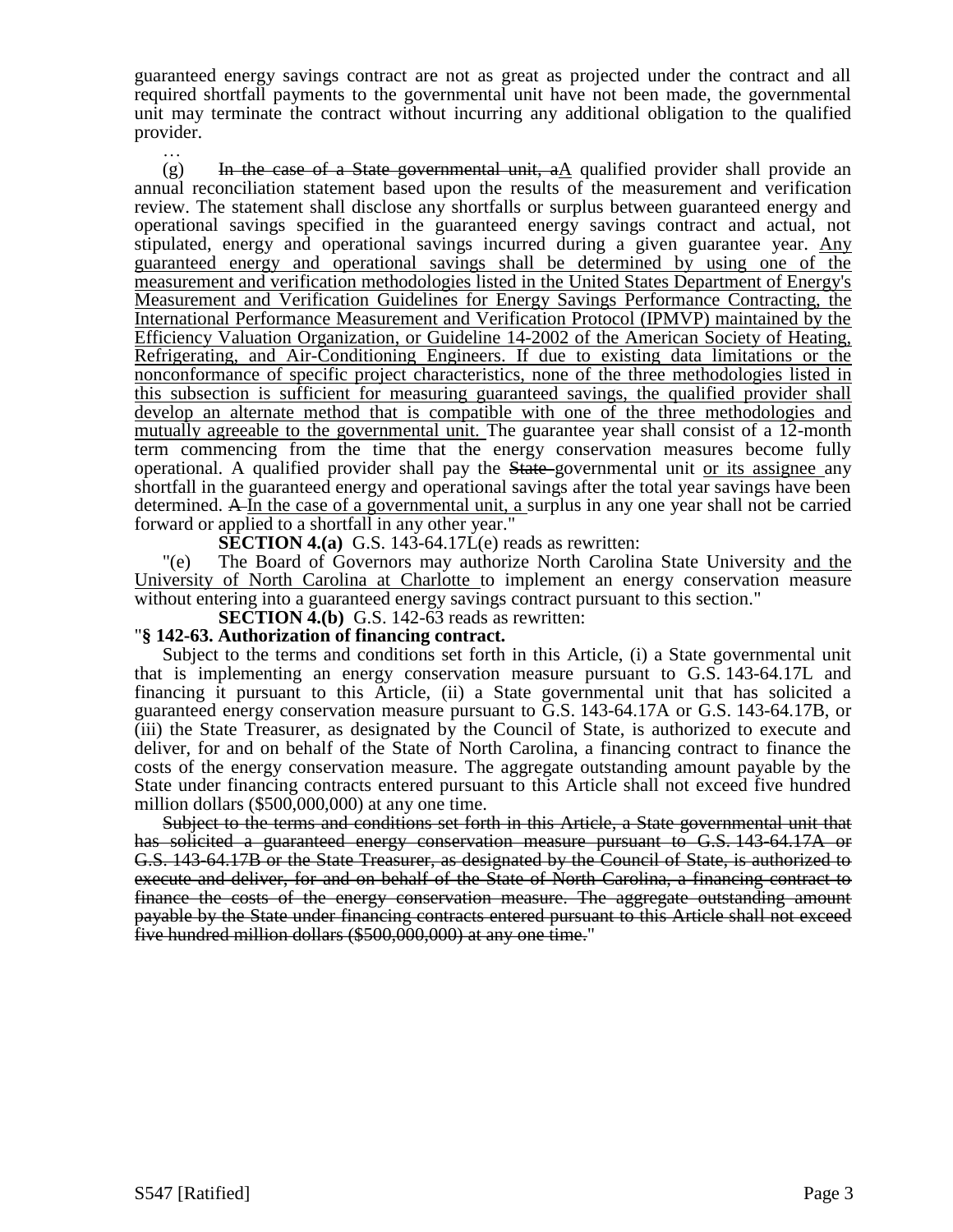guaranteed energy savings contract are not as great as projected under the contract and all required shortfall payments to the governmental unit have not been made, the governmental unit may terminate the contract without incurring any additional obligation to the qualified provider.

…

(g) ~~In the case of a State governmental unit, a~~A qualified provider shall provide an annual reconciliation statement based upon the results of the measurement and verification review. The statement shall disclose any shortfalls or surplus between guaranteed energy and operational savings specified in the guaranteed energy savings contract and actual, not stipulated, energy and operational savings incurred during a given guarantee year. <u>Any guaranteed energy and operational savings shall be determined by using one of the measurement and verification methodologies listed in the United States Department of Energy's Measurement and Verification Guidelines for Energy Savings Performance Contracting, the International Performance Measurement and Verification Protocol (IPMVP) maintained by the Efficiency Valuation Organization, or Guideline 14-2002 of the American Society of Heating, Refrigerating, and Air-Conditioning Engineers. If due to existing data limitations or the nonconformance of specific project characteristics, none of the three methodologies listed in this subsection is sufficient for measuring guaranteed savings, the qualified provider shall develop an alternate method that is compatible with one of the three methodologies and mutually agreeable to the governmental unit.</u> The guarantee year shall consist of a 12-month term commencing from the time that the energy conservation measures become fully operational. A qualified provider shall pay the ~~State~~ governmental unit <u>or its assignee</u> any shortfall in the guaranteed energy and operational savings after the total year savings have been determined. ~~A~~ <u>In the case of a governmental unit, a</u> surplus in any one year shall not be carried forward or applied to a shortfall in any other year."

**SECTION 4.(a)** G.S. 143-64.17L(e) reads as rewritten:

"(e) The Board of Governors may authorize North Carolina State University <u>and the University of North Carolina at Charlotte</u> to implement an energy conservation measure without entering into a guaranteed energy savings contract pursuant to this section."

**SECTION 4.(b)** G.S. 142-63 reads as rewritten:

"**§ 142-63. Authorization of financing contract.**

Subject to the terms and conditions set forth in this Article, (i) a State governmental unit that is implementing an energy conservation measure pursuant to G.S. 143-64.17L and financing it pursuant to this Article, (ii) a State governmental unit that has solicited a guaranteed energy conservation measure pursuant to G.S. 143-64.17A or G.S. 143-64.17B, or (iii) the State Treasurer, as designated by the Council of State, is authorized to execute and deliver, for and on behalf of the State of North Carolina, a financing contract to finance the costs of the energy conservation measure. The aggregate outstanding amount payable by the State under financing contracts entered pursuant to this Article shall not exceed five hundred million dollars ($500,000,000) at any one time.

~~Subject to the terms and conditions set forth in this Article, a State governmental unit that has solicited a guaranteed energy conservation measure pursuant to G.S. 143-64.17A or G.S. 143-64.17B or the State Treasurer, as designated by the Council of State, is authorized to execute and deliver, for and on behalf of the State of North Carolina, a financing contract to finance the costs of the energy conservation measure. The aggregate outstanding amount payable by the State under financing contracts entered pursuant to this Article shall not exceed five hundred million dollars ($500,000,000) at any one time.~~"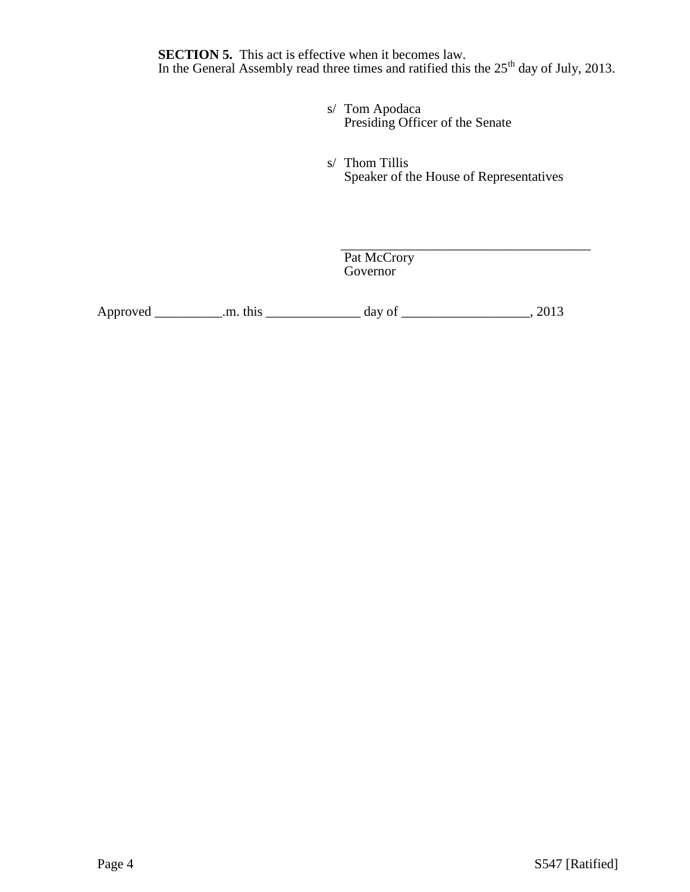**SECTION 5.** This act is effective when it becomes law.

In the General Assembly read three times and ratified this the 25th day of July, 2013.

s/ Tom Apodaca
Presiding Officer of the Senate

s/ Thom Tillis
Speaker of the House of Representatives

_____________________________________
Pat McCrory
Governor

Approved __________.m. this ______________ day of ___________________, 2013